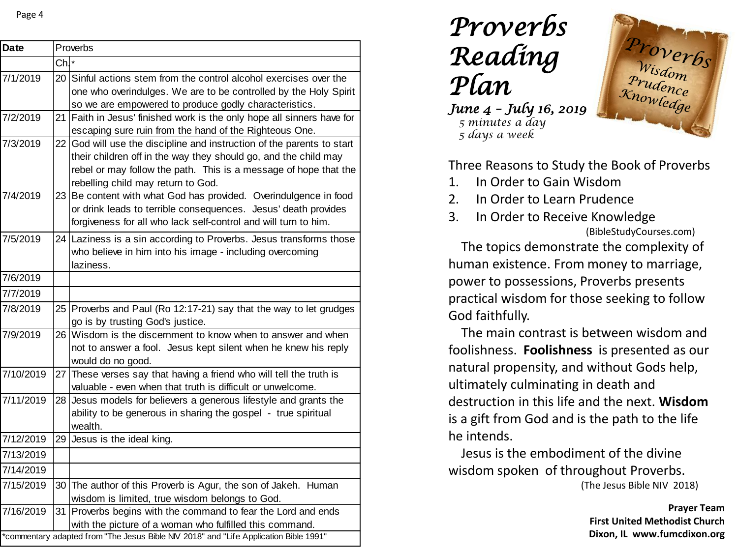| Date | Proverbs | |
|---|---|---|
| | Ch. | * |
| 7/1/2019 | 20 | Sinful actions stem from the control alcohol exercises over the one who overindulges. We are to be controlled by the Holy Spirit so we are empowered to produce godly characteristics. |
| 7/2/2019 | 21 | Faith in Jesus' finished work is the only hope all sinners have for escaping sure ruin from the hand of the Righteous One. |
| 7/3/2019 | 22 | God will use the discipline and instruction of the parents to start their children off in the way they should go, and the child may rebel or may follow the path. This is a message of hope that the rebelling child may return to God. |
| 7/4/2019 | 23 | Be content with what God has provided. Overindulgence in food or drink leads to terrible consequences. Jesus' death provides forgiveness for all who lack self-control and will turn to him. |
| 7/5/2019 | 24 | Laziness is a sin according to Proverbs. Jesus transforms those who believe in him into his image - including overcoming laziness. |
| 7/6/2019 | | |
| 7/7/2019 | | |
| 7/8/2019 | 25 | Proverbs and Paul (Ro 12:17-21) say that the way to let grudges go is by trusting God's justice. |
| 7/9/2019 | 26 | Wisdom is the discernment to know when to answer and when not to answer a fool. Jesus kept silent when he knew his reply would do no good. |
| 7/10/2019 | 27 | These verses say that having a friend who will tell the truth is valuable - even when that truth is difficult or unwelcome. |
| 7/11/2019 | 28 | Jesus models for believers a generous lifestyle and grants the ability to be generous in sharing the gospel - true spiritual wealth. |
| 7/12/2019 | 29 | Jesus is the ideal king. |
| 7/13/2019 | | |
| 7/14/2019 | | |
| 7/15/2019 | 30 | The author of this Proverb is Agur, the son of Jakeh. Human wisdom is limited, true wisdom belongs to God. |
| 7/16/2019 | 31 | Proverbs begins with the command to fear the Lord and ends with the picture of a woman who fulfilled this command. |

*commentary adapted from "The Jesus Bible NIV 2018" and "Life Application Bible 1991"

# *Proverbs Reading Plan*

***June 4 – July 16, 2019***

*5 minutes a day*
*5 days a week*

Proverbs
Wisdom
Prudence
Knowledge

Three Reasons to Study the Book of Proverbs

1. In Order to Gain Wisdom
2. In Order to Learn Prudence
3. In Order to Receive Knowledge

(BibleStudyCourses.com)

The topics demonstrate the complexity of human existence. From money to marriage, power to possessions, Proverbs presents practical wisdom for those seeking to follow God faithfully.

The main contrast is between wisdom and foolishness. **Foolishness** is presented as our natural propensity, and without Gods help, ultimately culminating in death and destruction in this life and the next. **Wisdom** is a gift from God and is the path to the life he intends.

Jesus is the embodiment of the divine wisdom spoken of throughout Proverbs.

(The Jesus Bible NIV 2018)

**Prayer Team**
**First United Methodist Church**
**Dixon, IL www.fumcdixon.org**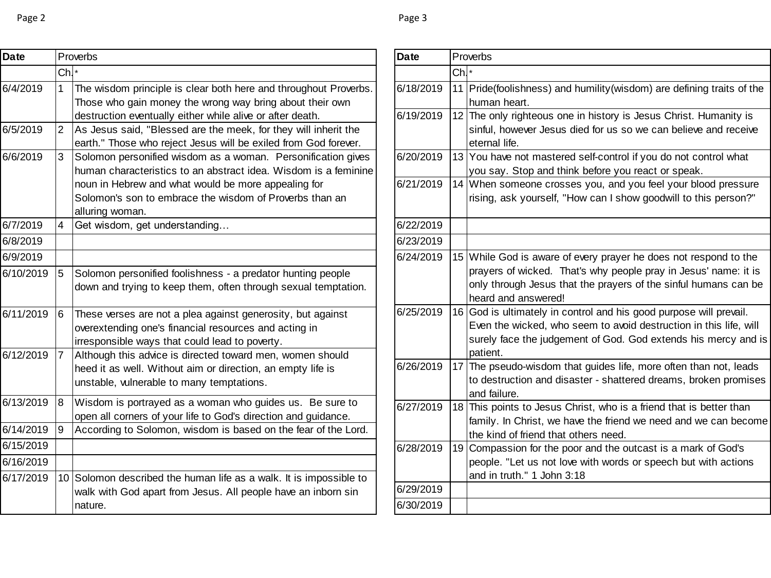| Date | Proverbs | |
|---|---|---|
| | Ch. | * |
| 6/4/2019 | 1 | The wisdom principle is clear both here and throughout Proverbs. Those who gain money the wrong way bring about their own destruction eventually either while alive or after death. |
| 6/5/2019 | 2 | As Jesus said, "Blessed are the meek, for they will inherit the earth." Those who reject Jesus will be exiled from God forever. |
| 6/6/2019 | 3 | Solomon personified wisdom as a woman. Personification gives human characteristics to an abstract idea. Wisdom is a feminine noun in Hebrew and what would be more appealing for Solomon's son to embrace the wisdom of Proverbs than an alluring woman. |
| 6/7/2019 | 4 | Get wisdom, get understanding… |
| 6/8/2019 | | |
| 6/9/2019 | | |
| 6/10/2019 | 5 | Solomon personified foolishness - a predator hunting people down and trying to keep them, often through sexual temptation. |
| 6/11/2019 | 6 | These verses are not a plea against generosity, but against overextending one's financial resources and acting in irresponsible ways that could lead to poverty. |
| 6/12/2019 | 7 | Although this advice is directed toward men, women should heed it as well. Without aim or direction, an empty life is unstable, vulnerable to many temptations. |
| 6/13/2019 | 8 | Wisdom is portrayed as a woman who guides us. Be sure to open all corners of your life to God's direction and guidance. |
| 6/14/2019 | 9 | According to Solomon, wisdom is based on the fear of the Lord. |
| 6/15/2019 | | |
| 6/16/2019 | | |
| 6/17/2019 | 10 | Solomon described the human life as a walk. It is impossible to walk with God apart from Jesus. All people have an inborn sin nature. |

| Date | Proverbs | |
|---|---|---|
| | Ch. | * |
| 6/18/2019 | 11 | Pride(foolishness) and humility(wisdom) are defining traits of the human heart. |
| 6/19/2019 | 12 | The only righteous one in history is Jesus Christ. Humanity is sinful, however Jesus died for us so we can believe and receive eternal life. |
| 6/20/2019 | 13 | You have not mastered self-control if you do not control what you say. Stop and think before you react or speak. |
| 6/21/2019 | 14 | When someone crosses you, and you feel your blood pressure rising, ask yourself, "How can I show goodwill to this person?" |
| 6/22/2019 | | |
| 6/23/2019 | | |
| 6/24/2019 | 15 | While God is aware of every prayer he does not respond to the prayers of wicked. That's why people pray in Jesus' name: it is only through Jesus that the prayers of the sinful humans can be heard and answered! |
| 6/25/2019 | 16 | God is ultimately in control and his good purpose will prevail. Even the wicked, who seem to avoid destruction in this life, will surely face the judgement of God. God extends his mercy and is patient. |
| 6/26/2019 | 17 | The pseudo-wisdom that guides life, more often than not, leads to destruction and disaster - shattered dreams, broken promises and failure. |
| 6/27/2019 | 18 | This points to Jesus Christ, who is a friend that is better than family. In Christ, we have the friend we need and we can become the kind of friend that others need. |
| 6/28/2019 | 19 | Compassion for the poor and the outcast is a mark of God's people. "Let us not love with words or speech but with actions and in truth." 1 John 3:18 |
| 6/29/2019 | | |
| 6/30/2019 | | |